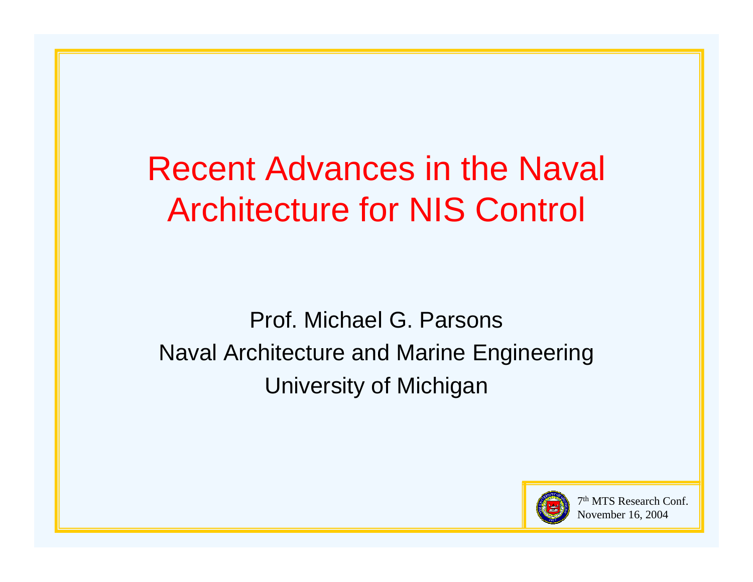# Recent Advances in the Naval Architecture for NIS Control

Prof. Michael G. Parsons

Naval Architecture and Marine Engineering

University of Michigan

7th MTS Research Conf.

November 16, 2004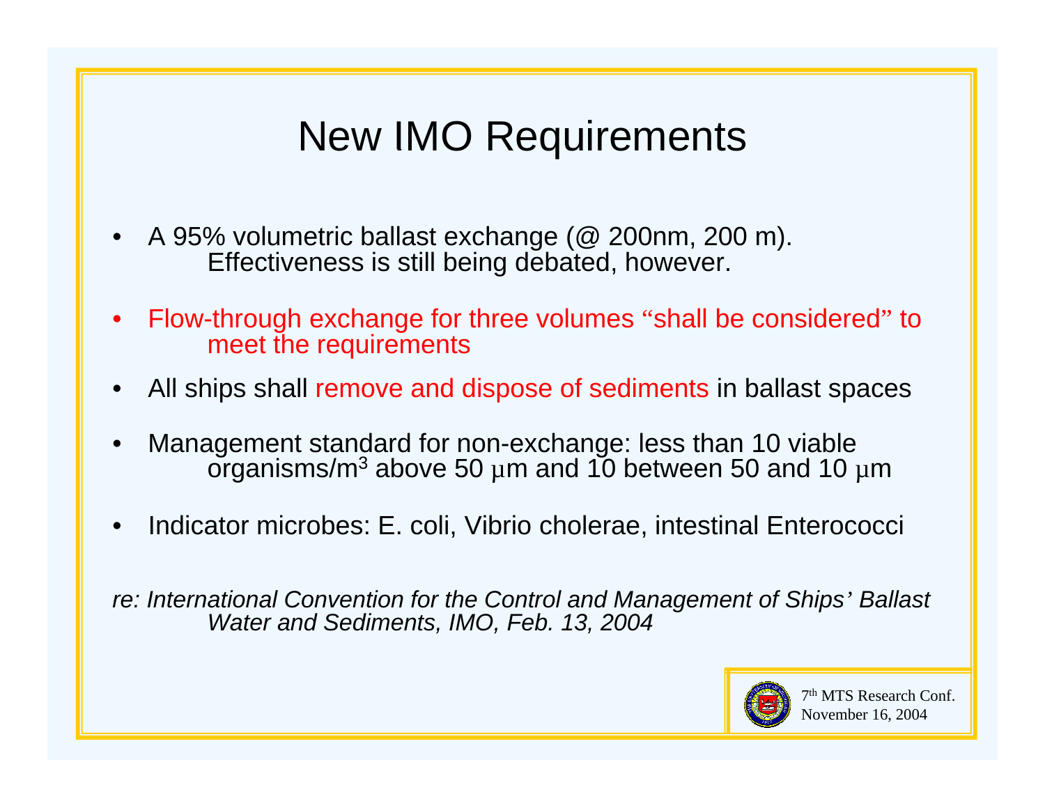# New IMO Requirements

- A 95% volumetric ballast exchange (@ 200nm, 200 m). Effectiveness is still being debated, however.
- Flow-through exchange for three volumes "shall be considered" to meet the requirements
- All ships shall remove and dispose of sediments in ballast spaces
- Management standard for non-exchange: less than 10 viable organisms/m$^3$ above 50 $\mu$m and 10 between 50 and 10 $\mu$m
- Indicator microbes: E. coli, Vibrio cholerae, intestinal Enterococci

*re: International Convention for the Control and Management of Ships' Ballast Water and Sediments, IMO, Feb. 13, 2004*

7th MTS Research Conf.
November 16, 2004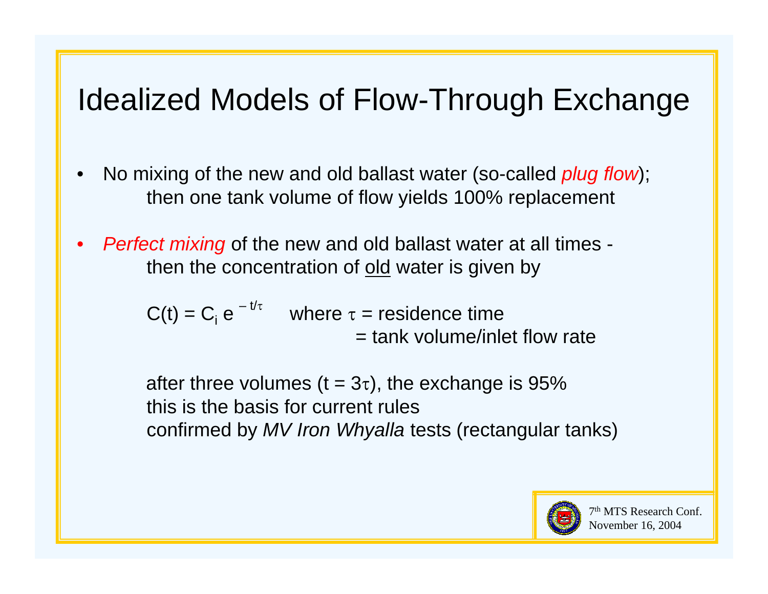# Idealized Models of Flow-Through Exchange

- No mixing of the new and old ballast water (so-called *plug flow*); then one tank volume of flow yields 100% replacement
- *Perfect mixing* of the new and old ballast water at all times - then the concentration of old water is given by

  $C(t) = C_i \, e^{-t/\tau}$ where $\tau$ = residence time = tank volume/inlet flow rate

  after three volumes ($t = 3\tau$), the exchange is 95%
  this is the basis for current rules
  confirmed by *MV Iron Whyalla* tests (rectangular tanks)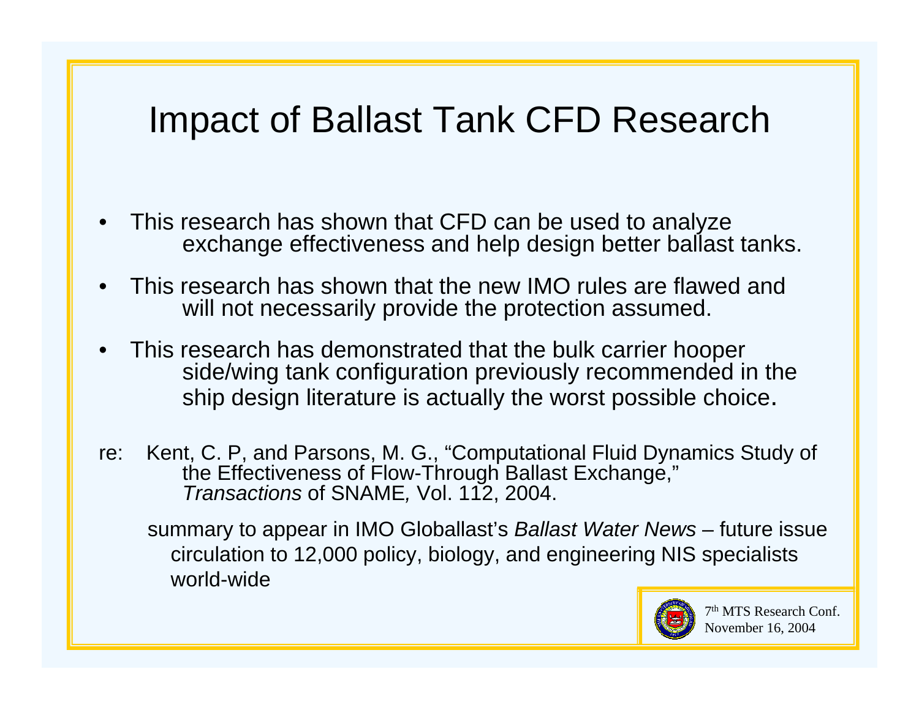# Impact of Ballast Tank CFD Research

- This research has shown that CFD can be used to analyze exchange effectiveness and help design better ballast tanks.
- This research has shown that the new IMO rules are flawed and will not necessarily provide the protection assumed.
- This research has demonstrated that the bulk carrier hooper side/wing tank configuration previously recommended in the ship design literature is actually the worst possible choice.

re: Kent, C. P, and Parsons, M. G., "Computational Fluid Dynamics Study of the Effectiveness of Flow-Through Ballast Exchange," *Transactions* of SNAME*,* Vol. 112, 2004.

summary to appear in IMO Globallast's *Ballast Water News* – future issue circulation to 12,000 policy, biology, and engineering NIS specialists world-wide

7th MTS Research Conf.
November 16, 2004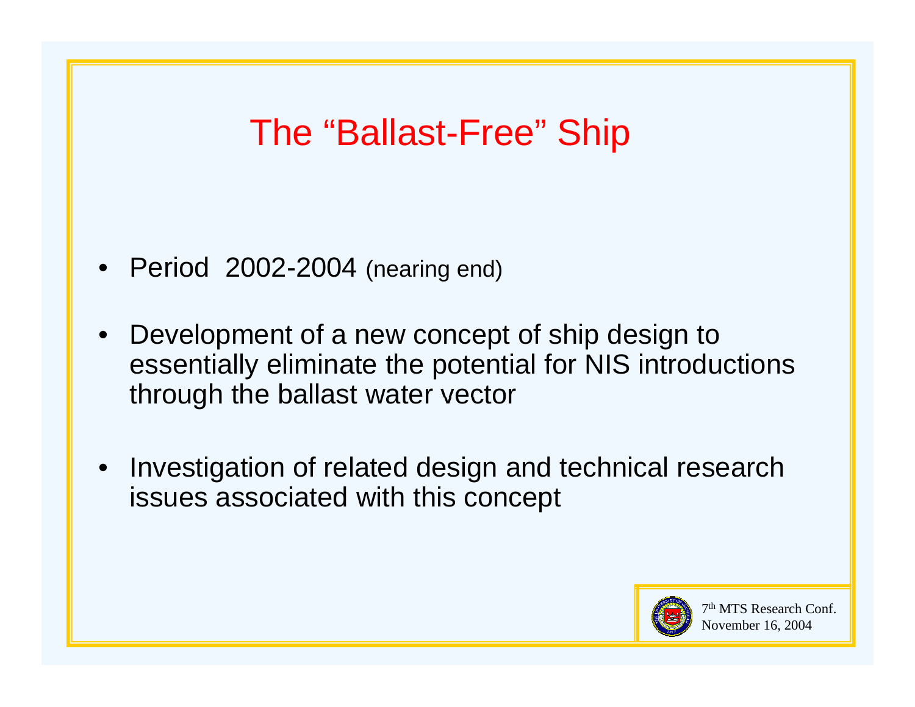# The "Ballast-Free" Ship

- Period 2002-2004 (nearing end)
- Development of a new concept of ship design to essentially eliminate the potential for NIS introductions through the ballast water vector
- Investigation of related design and technical research issues associated with this concept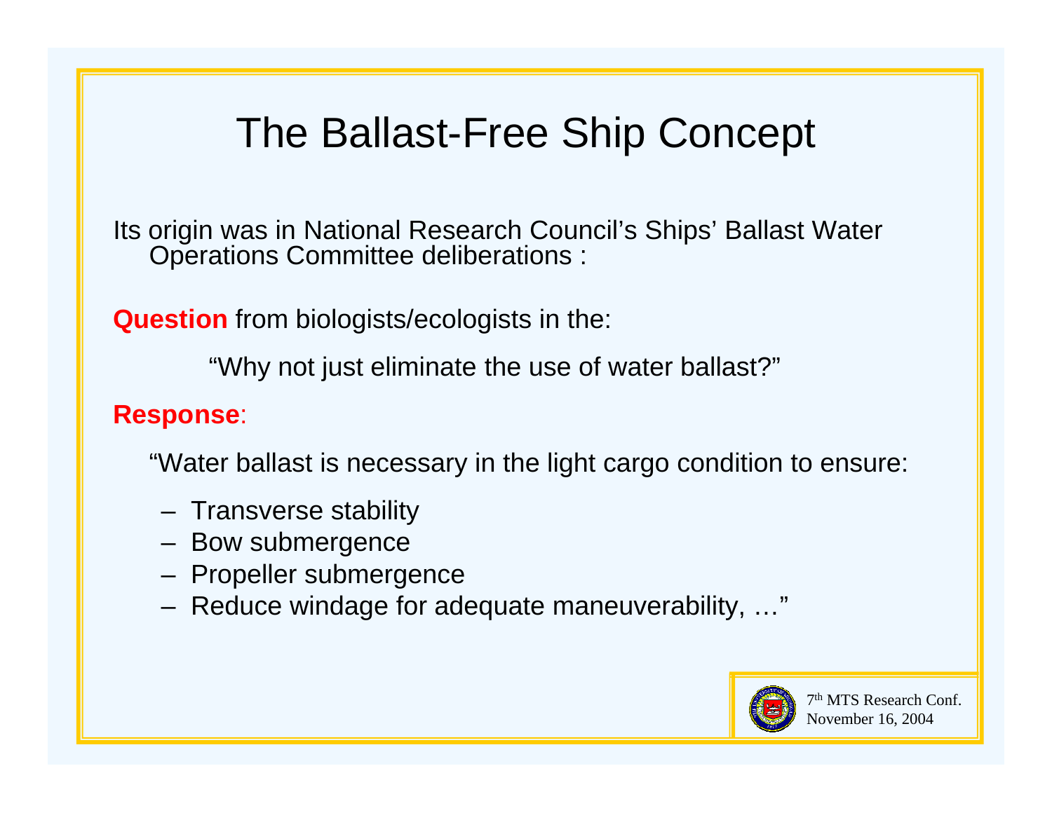# The Ballast-Free Ship Concept

Its origin was in National Research Council's Ships' Ballast Water Operations Committee deliberations :

**Question** from biologists/ecologists in the:

"Why not just eliminate the use of water ballast?"

**Response**:

"Water ballast is necessary in the light cargo condition to ensure:

- Transverse stability
- Bow submergence
- Propeller submergence
- Reduce windage for adequate maneuverability, …"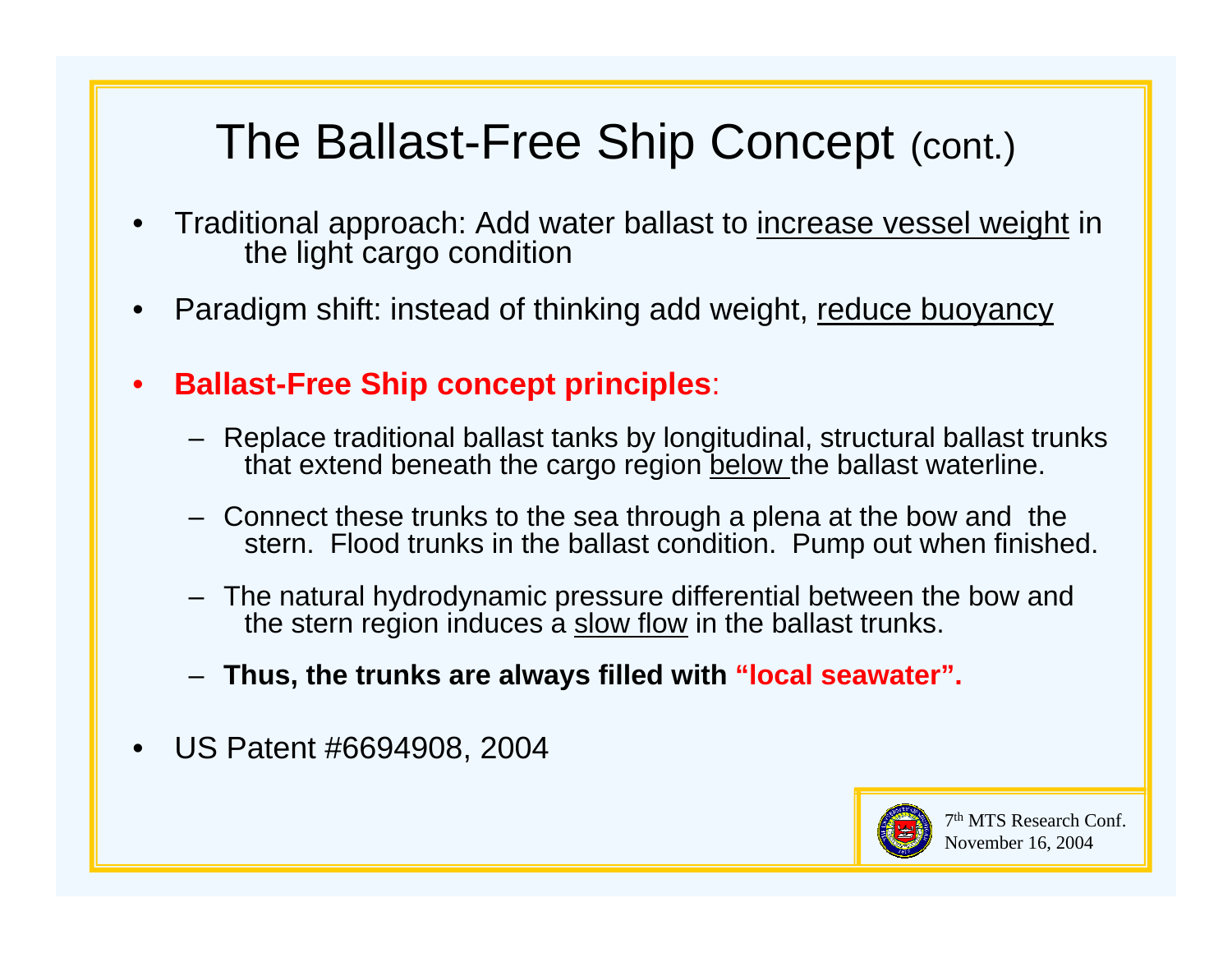# The Ballast-Free Ship Concept (cont.)

- Traditional approach: Add water ballast to increase vessel weight in the light cargo condition
- Paradigm shift: instead of thinking add weight, reduce buoyancy
- **Ballast-Free Ship concept principles**:
  - Replace traditional ballast tanks by longitudinal, structural ballast trunks that extend beneath the cargo region below the ballast waterline.
  - Connect these trunks to the sea through a plena at the bow and the stern. Flood trunks in the ballast condition. Pump out when finished.
  - The natural hydrodynamic pressure differential between the bow and the stern region induces a slow flow in the ballast trunks.
  - **Thus, the trunks are always filled with "local seawater".**
- US Patent #6694908, 2004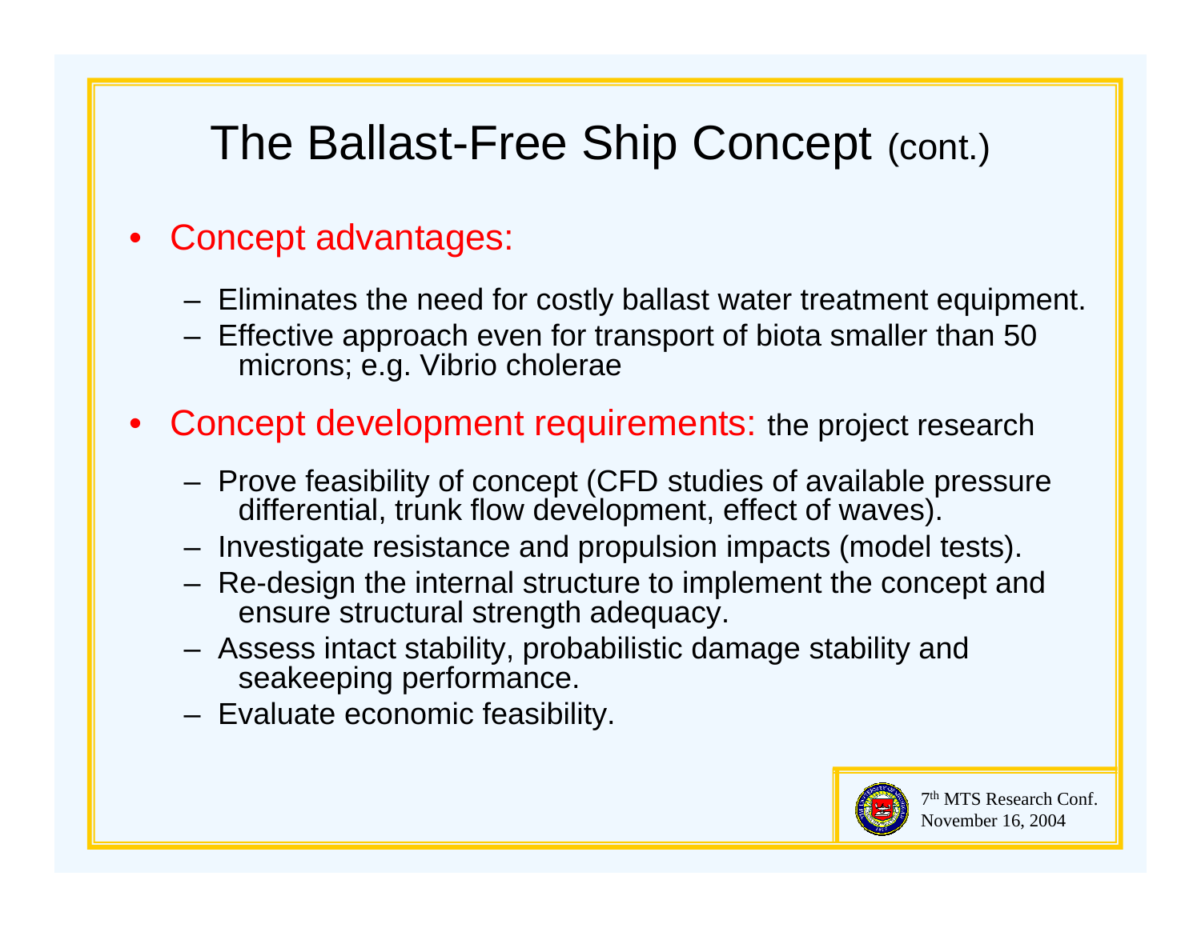# The Ballast-Free Ship Concept (cont.)

- Concept advantages:
  - Eliminates the need for costly ballast water treatment equipment.
  - Effective approach even for transport of biota smaller than 50 microns; e.g. Vibrio cholerae
- Concept development requirements: the project research
  - Prove feasibility of concept (CFD studies of available pressure differential, trunk flow development, effect of waves).
  - Investigate resistance and propulsion impacts (model tests).
  - Re-design the internal structure to implement the concept and ensure structural strength adequacy.
  - Assess intact stability, probabilistic damage stability and seakeeping performance.
  - Evaluate economic feasibility.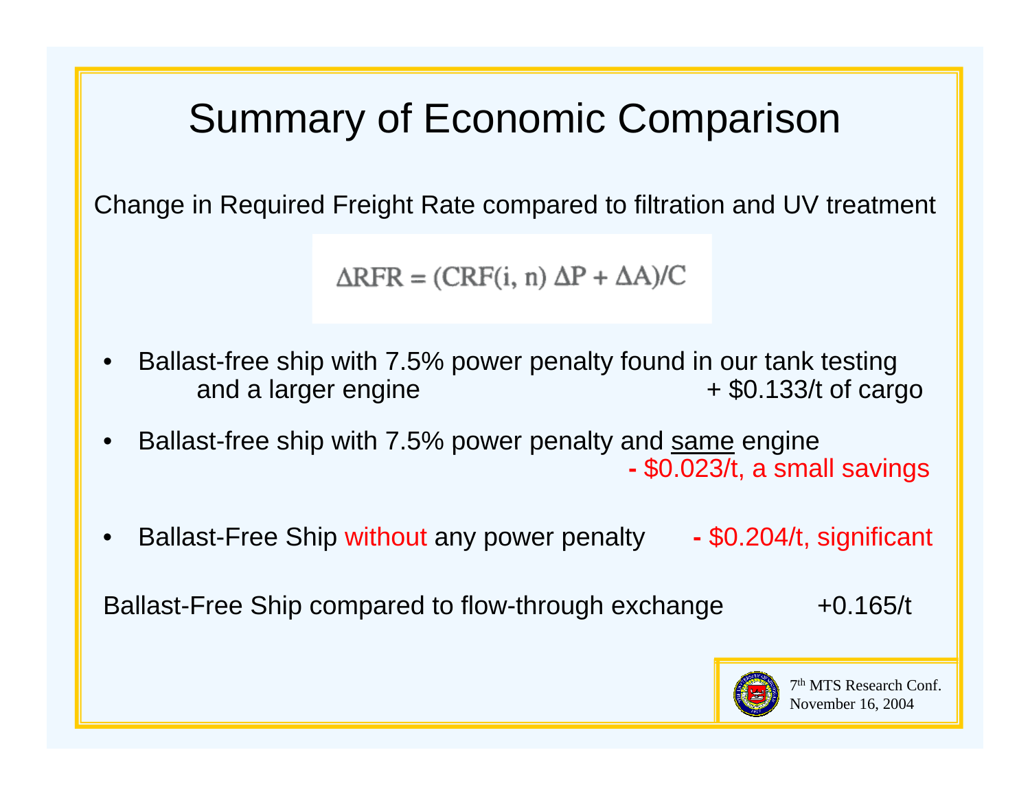# Summary of Economic Comparison

Change in Required Freight Rate compared to filtration and UV treatment

$$\Delta RFR = (CRF(i, n)\ \Delta P + \Delta A)/C$$

- Ballast-free ship with 7.5% power penalty found in our tank testing and a larger engine + $0.133/t of cargo
- Ballast-free ship with 7.5% power penalty and <u>same</u> engine **-** $0.023/t, a small savings
- Ballast-Free Ship without any power penalty **-** $0.204/t, significant

Ballast-Free Ship compared to flow-through exchange +0.165/t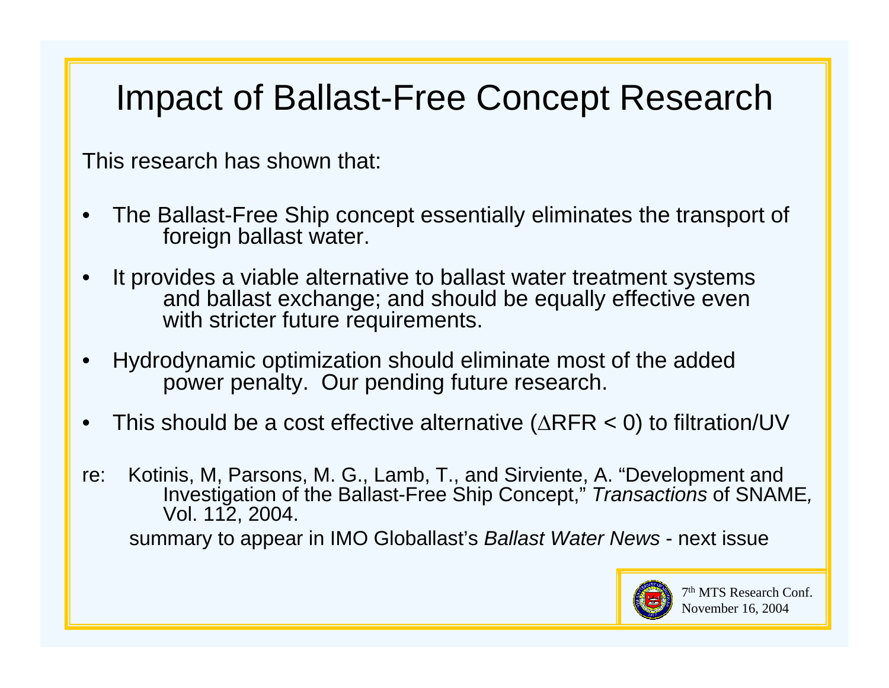# Impact of Ballast-Free Concept Research

This research has shown that:

- The Ballast-Free Ship concept essentially eliminates the transport of foreign ballast water.
- It provides a viable alternative to ballast water treatment systems and ballast exchange; and should be equally effective even with stricter future requirements.
- Hydrodynamic optimization should eliminate most of the added power penalty. Our pending future research.
- This should be a cost effective alternative ($\Delta$RFR < 0) to filtration/UV

re: Kotinis, M, Parsons, M. G., Lamb, T., and Sirviente, A. "Development and Investigation of the Ballast-Free Ship Concept," *Transactions* of SNAME, Vol. 112, 2004.

summary to appear in IMO Globallast's *Ballast Water News* - next issue

7th MTS Research Conf.
November 16, 2004